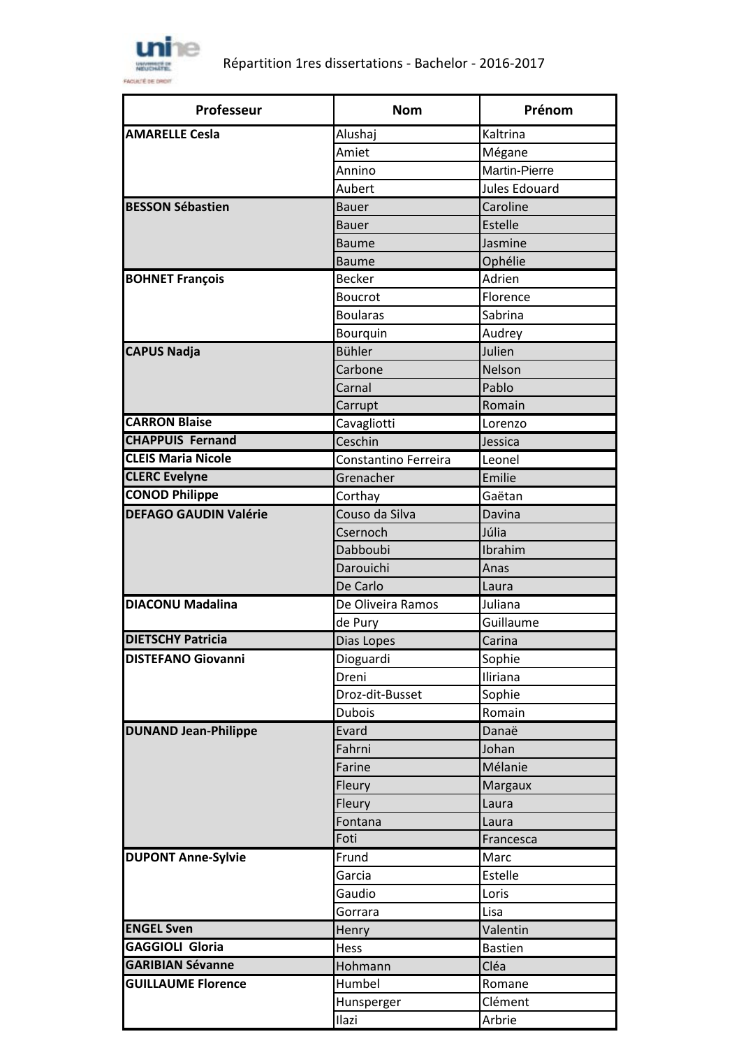# Répartition 1res dissertations - Bachelor - 2016-2017

| Professeur | Nom | Prénom |
|---|---|---|
| **AMARELLE Cesla** | Alushaj | Kaltrina |
| | Amiet | Mégane |
| | Annino | Martin-Pierre |
| | Aubert | Jules Edouard |
| **BESSON Sébastien** | Bauer | Caroline |
| | Bauer | Estelle |
| | Baume | Jasmine |
| | Baume | Ophélie |
| **BOHNET François** | Becker | Adrien |
| | Boucrot | Florence |
| | Boularas | Sabrina |
| | Bourquin | Audrey |
| **CAPUS Nadja** | Bühler | Julien |
| | Carbone | Nelson |
| | Carnal | Pablo |
| | Carrupt | Romain |
| **CARRON Blaise** | Cavagliotti | Lorenzo |
| **CHAPPUIS Fernand** | Ceschin | Jessica |
| **CLEIS Maria Nicole** | Constantino Ferreira | Leonel |
| **CLERC Evelyne** | Grenacher | Emilie |
| **CONOD Philippe** | Corthay | Gaëtan |
| **DEFAGO GAUDIN Valérie** | Couso da Silva | Davina |
| | Csernoch | Júlia |
| | Dabboubi | Ibrahim |
| | Darouichi | Anas |
| | De Carlo | Laura |
| **DIACONU Madalina** | De Oliveira Ramos | Juliana |
| | de Pury | Guillaume |
| **DIETSCHY Patricia** | Dias Lopes | Carina |
| **DISTEFANO Giovanni** | Dioguardi | Sophie |
| | Dreni | Iliriana |
| | Droz-dit-Busset | Sophie |
| | Dubois | Romain |
| **DUNAND Jean-Philippe** | Evard | Danaë |
| | Fahrni | Johan |
| | Farine | Mélanie |
| | Fleury | Margaux |
| | Fleury | Laura |
| | Fontana | Laura |
| | Foti | Francesca |
| **DUPONT Anne-Sylvie** | Frund | Marc |
| | Garcia | Estelle |
| | Gaudio | Loris |
| | Gorrara | Lisa |
| **ENGEL Sven** | Henry | Valentin |
| **GAGGIOLI Gloria** | Hess | Bastien |
| **GARIBIAN Sévanne** | Hohmann | Cléa |
| **GUILLAUME Florence** | Humbel | Romane |
| | Hunsperger | Clément |
| | Ilazi | Arbrie |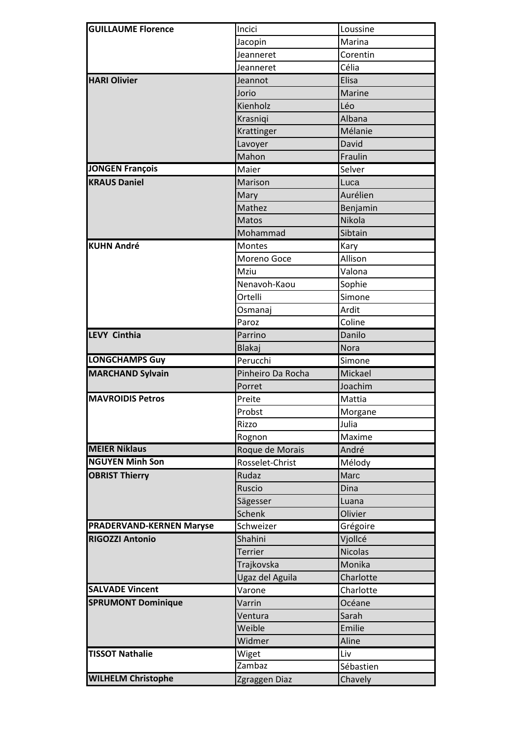| | | |
|---|---|---|
| **GUILLAUME Florence** | Incici | Loussine |
| | Jacopin | Marina |
| | Jeanneret | Corentin |
| | Jeanneret | Célia |
| **HARI Olivier** | Jeannot | Elisa |
| | Jorio | Marine |
| | Kienholz | Léo |
| | Krasniqi | Albana |
| | Krattinger | Mélanie |
| | Lavoyer | David |
| | Mahon | Fraulin |
| **JONGEN François** | Maier | Selver |
| **KRAUS Daniel** | Marison | Luca |
| | Mary | Aurélien |
| | Mathez | Benjamin |
| | Matos | Nikola |
| | Mohammad | Sibtain |
| **KUHN André** | Montes | Kary |
| | Moreno Goce | Allison |
| | Mziu | Valona |
| | Nenavoh-Kaou | Sophie |
| | Ortelli | Simone |
| | Osmanaj | Ardit |
| | Paroz | Coline |
| **LEVY Cinthia** | Parrino | Danilo |
| | Blakaj | Nora |
| **LONGCHAMPS Guy** | Perucchi | Simone |
| **MARCHAND Sylvain** | Pinheiro Da Rocha | Mickael |
| | Porret | Joachim |
| **MAVROIDIS Petros** | Preite | Mattia |
| | Probst | Morgane |
| | Rizzo | Julia |
| | Rognon | Maxime |
| **MEIER Niklaus** | Roque de Morais | André |
| **NGUYEN Minh Son** | Rosselet-Christ | Mélody |
| **OBRIST Thierry** | Rudaz | Marc |
| | Ruscio | Dina |
| | Sägesser | Luana |
| | Schenk | Olivier |
| **PRADERVAND-KERNEN Maryse** | Schweizer | Grégoire |
| **RIGOZZI Antonio** | Shahini | Vjollcé |
| | Terrier | Nicolas |
| | Trajkovska | Monika |
| | Ugaz del Aguila | Charlotte |
| **SALVADE Vincent** | Varone | Charlotte |
| **SPRUMONT Dominique** | Varrin | Océane |
| | Ventura | Sarah |
| | Weible | Emilie |
| | Widmer | Aline |
| **TISSOT Nathalie** | Wiget | Liv |
| | Zambaz | Sébastien |
| **WILHELM Christophe** | Zgraggen Diaz | Chavely |